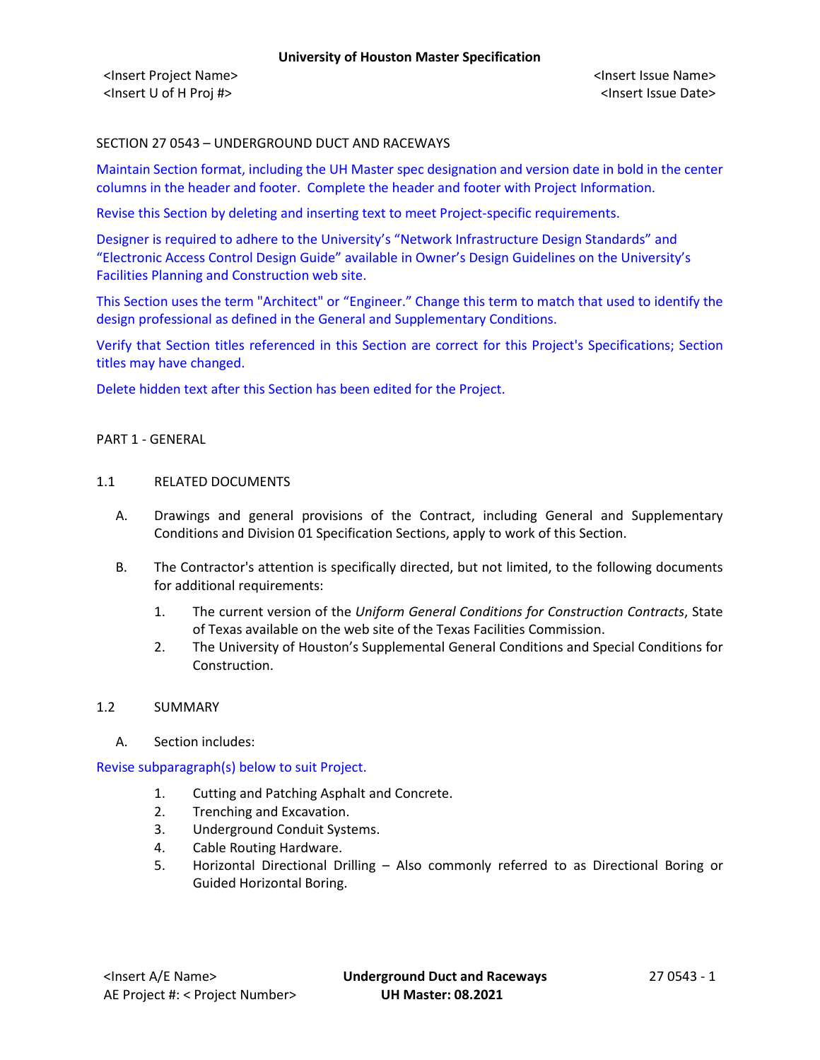SECTION 27 0543 – UNDERGROUND DUCT AND RACEWAYS

Maintain Section format, including the UH Master spec designation and version date in bold in the center columns in the header and footer. Complete the header and footer with Project Information.

Revise this Section by deleting and inserting text to meet Project-specific requirements.

Designer is required to adhere to the University's "Network Infrastructure Design Standards" and "Electronic Access Control Design Guide" available in Owner's Design Guidelines on the University's Facilities Planning and Construction web site.

This Section uses the term "Architect" or "Engineer." Change this term to match that used to identify the design professional as defined in the General and Supplementary Conditions.

Verify that Section titles referenced in this Section are correct for this Project's Specifications; Section titles may have changed.

Delete hidden text after this Section has been edited for the Project.

## PART 1 - GENERAL

### 1.1 RELATED DOCUMENTS

A. Drawings and general provisions of the Contract, including General and Supplementary Conditions and Division 01 Specification Sections, apply to work of this Section.

B. The Contractor's attention is specifically directed, but not limited, to the following documents for additional requirements:

1. The current version of the *Uniform General Conditions for Construction Contracts*, State of Texas available on the web site of the Texas Facilities Commission.
2. The University of Houston's Supplemental General Conditions and Special Conditions for Construction.

### 1.2 SUMMARY

A. Section includes:

Revise subparagraph(s) below to suit Project.

1. Cutting and Patching Asphalt and Concrete.
2. Trenching and Excavation.
3. Underground Conduit Systems.
4. Cable Routing Hardware.
5. Horizontal Directional Drilling – Also commonly referred to as Directional Boring or Guided Horizontal Boring.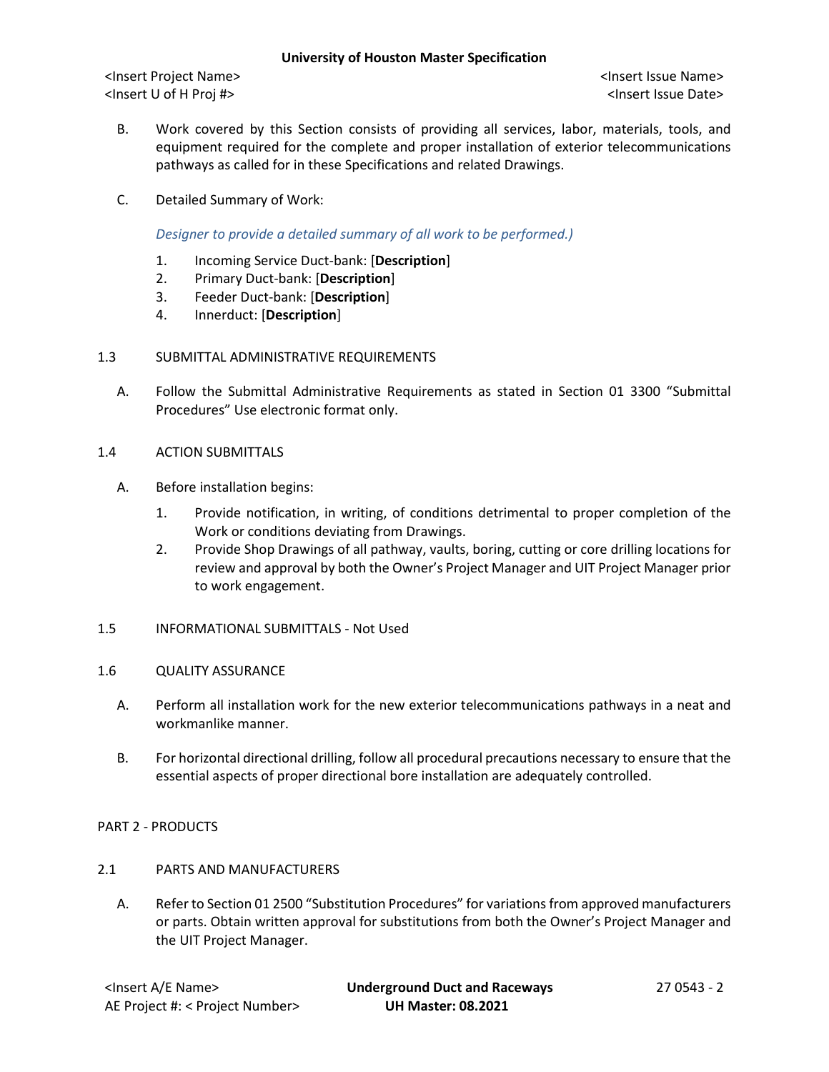B. Work covered by this Section consists of providing all services, labor, materials, tools, and equipment required for the complete and proper installation of exterior telecommunications pathways as called for in these Specifications and related Drawings.

C. Detailed Summary of Work:

*Designer to provide a detailed summary of all work to be performed.)*

1. Incoming Service Duct-bank: [**Description**]
2. Primary Duct-bank: [**Description**]
3. Feeder Duct-bank: [**Description**]
4. Innerduct: [**Description**]

## 1.3 SUBMITTAL ADMINISTRATIVE REQUIREMENTS

A. Follow the Submittal Administrative Requirements as stated in Section 01 3300 "Submittal Procedures" Use electronic format only.

## 1.4 ACTION SUBMITTALS

A. Before installation begins:

1. Provide notification, in writing, of conditions detrimental to proper completion of the Work or conditions deviating from Drawings.
2. Provide Shop Drawings of all pathway, vaults, boring, cutting or core drilling locations for review and approval by both the Owner's Project Manager and UIT Project Manager prior to work engagement.

## 1.5 INFORMATIONAL SUBMITTALS - Not Used

## 1.6 QUALITY ASSURANCE

A. Perform all installation work for the new exterior telecommunications pathways in a neat and workmanlike manner.

B. For horizontal directional drilling, follow all procedural precautions necessary to ensure that the essential aspects of proper directional bore installation are adequately controlled.

# PART 2 - PRODUCTS

## 2.1 PARTS AND MANUFACTURERS

A. Refer to Section 01 2500 "Substitution Procedures" for variations from approved manufacturers or parts. Obtain written approval for substitutions from both the Owner's Project Manager and the UIT Project Manager.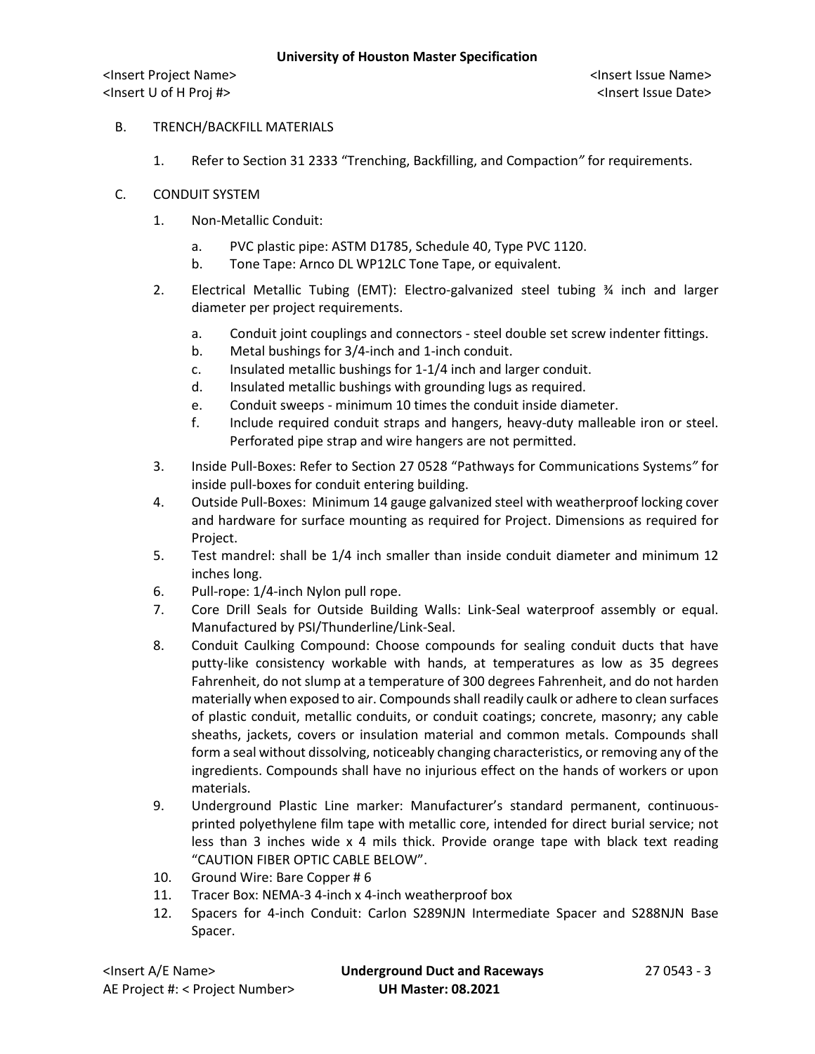B. TRENCH/BACKFILL MATERIALS

1. Refer to Section 31 2333 "Trenching, Backfilling, and Compaction" for requirements.

C. CONDUIT SYSTEM

1. Non-Metallic Conduit:
   a. PVC plastic pipe: ASTM D1785, Schedule 40, Type PVC 1120.
   b. Tone Tape: Arnco DL WP12LC Tone Tape, or equivalent.
2. Electrical Metallic Tubing (EMT): Electro-galvanized steel tubing ¾ inch and larger diameter per project requirements.
   a. Conduit joint couplings and connectors - steel double set screw indenter fittings.
   b. Metal bushings for 3/4-inch and 1-inch conduit.
   c. Insulated metallic bushings for 1-1/4 inch and larger conduit.
   d. Insulated metallic bushings with grounding lugs as required.
   e. Conduit sweeps - minimum 10 times the conduit inside diameter.
   f. Include required conduit straps and hangers, heavy-duty malleable iron or steel. Perforated pipe strap and wire hangers are not permitted.
3. Inside Pull-Boxes: Refer to Section 27 0528 "Pathways for Communications Systems" for inside pull-boxes for conduit entering building.
4. Outside Pull-Boxes: Minimum 14 gauge galvanized steel with weatherproof locking cover and hardware for surface mounting as required for Project. Dimensions as required for Project.
5. Test mandrel: shall be 1/4 inch smaller than inside conduit diameter and minimum 12 inches long.
6. Pull-rope: 1/4-inch Nylon pull rope.
7. Core Drill Seals for Outside Building Walls: Link-Seal waterproof assembly or equal. Manufactured by PSI/Thunderline/Link-Seal.
8. Conduit Caulking Compound: Choose compounds for sealing conduit ducts that have putty-like consistency workable with hands, at temperatures as low as 35 degrees Fahrenheit, do not slump at a temperature of 300 degrees Fahrenheit, and do not harden materially when exposed to air. Compounds shall readily caulk or adhere to clean surfaces of plastic conduit, metallic conduits, or conduit coatings; concrete, masonry; any cable sheaths, jackets, covers or insulation material and common metals. Compounds shall form a seal without dissolving, noticeably changing characteristics, or removing any of the ingredients. Compounds shall have no injurious effect on the hands of workers or upon materials.
9. Underground Plastic Line marker: Manufacturer's standard permanent, continuous-printed polyethylene film tape with metallic core, intended for direct burial service; not less than 3 inches wide x 4 mils thick. Provide orange tape with black text reading "CAUTION FIBER OPTIC CABLE BELOW".
10. Ground Wire: Bare Copper # 6
11. Tracer Box: NEMA-3 4-inch x 4-inch weatherproof box
12. Spacers for 4-inch Conduit: Carlon S289NJN Intermediate Spacer and S288NJN Base Spacer.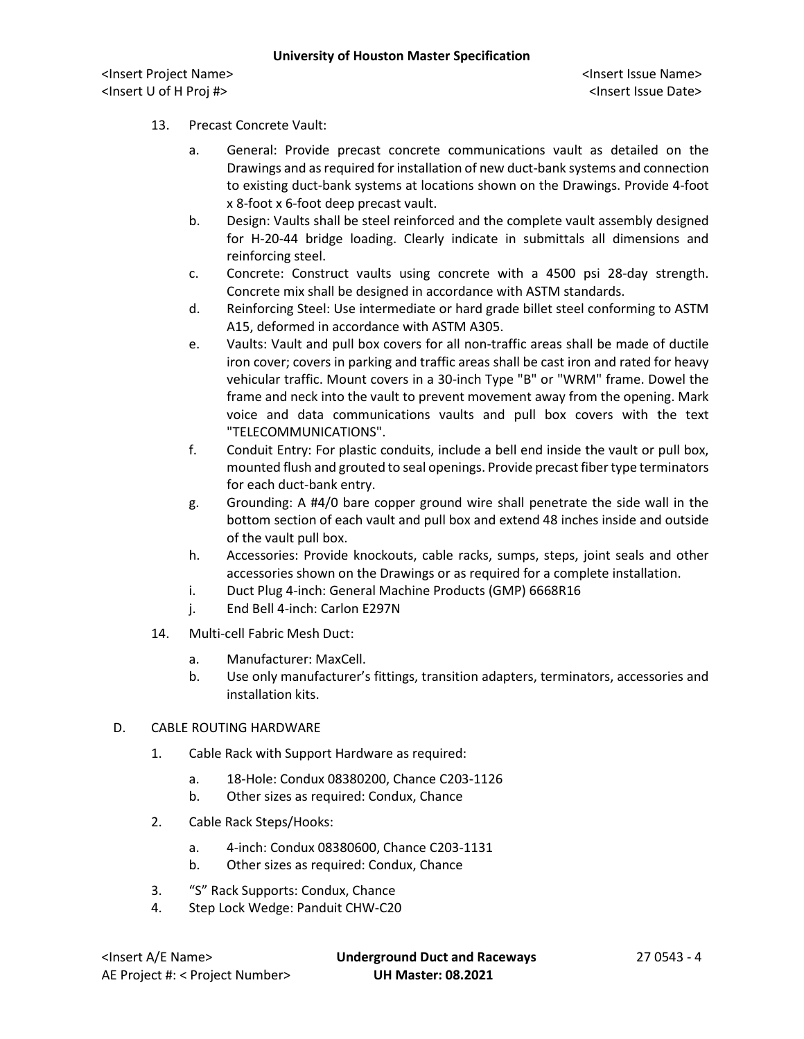13. Precast Concrete Vault:

    a. General: Provide precast concrete communications vault as detailed on the Drawings and as required for installation of new duct-bank systems and connection to existing duct-bank systems at locations shown on the Drawings. Provide 4-foot x 8-foot x 6-foot deep precast vault.

    b. Design: Vaults shall be steel reinforced and the complete vault assembly designed for H-20-44 bridge loading. Clearly indicate in submittals all dimensions and reinforcing steel.

    c. Concrete: Construct vaults using concrete with a 4500 psi 28-day strength. Concrete mix shall be designed in accordance with ASTM standards.

    d. Reinforcing Steel: Use intermediate or hard grade billet steel conforming to ASTM A15, deformed in accordance with ASTM A305.

    e. Vaults: Vault and pull box covers for all non-traffic areas shall be made of ductile iron cover; covers in parking and traffic areas shall be cast iron and rated for heavy vehicular traffic. Mount covers in a 30-inch Type "B" or "WRM" frame. Dowel the frame and neck into the vault to prevent movement away from the opening. Mark voice and data communications vaults and pull box covers with the text "TELECOMMUNICATIONS".

    f. Conduit Entry: For plastic conduits, include a bell end inside the vault or pull box, mounted flush and grouted to seal openings. Provide precast fiber type terminators for each duct-bank entry.

    g. Grounding: A #4/0 bare copper ground wire shall penetrate the side wall in the bottom section of each vault and pull box and extend 48 inches inside and outside of the vault pull box.

    h. Accessories: Provide knockouts, cable racks, sumps, steps, joint seals and other accessories shown on the Drawings or as required for a complete installation.

    i. Duct Plug 4-inch: General Machine Products (GMP) 6668R16

    j. End Bell 4-inch: Carlon E297N

14. Multi-cell Fabric Mesh Duct:

    a. Manufacturer: MaxCell.

    b. Use only manufacturer's fittings, transition adapters, terminators, accessories and installation kits.

D. CABLE ROUTING HARDWARE

1. Cable Rack with Support Hardware as required:

    a. 18-Hole: Condux 08380200, Chance C203-1126

    b. Other sizes as required: Condux, Chance

2. Cable Rack Steps/Hooks:

    a. 4-inch: Condux 08380600, Chance C203-1131

    b. Other sizes as required: Condux, Chance

3. "S" Rack Supports: Condux, Chance

4. Step Lock Wedge: Panduit CHW-C20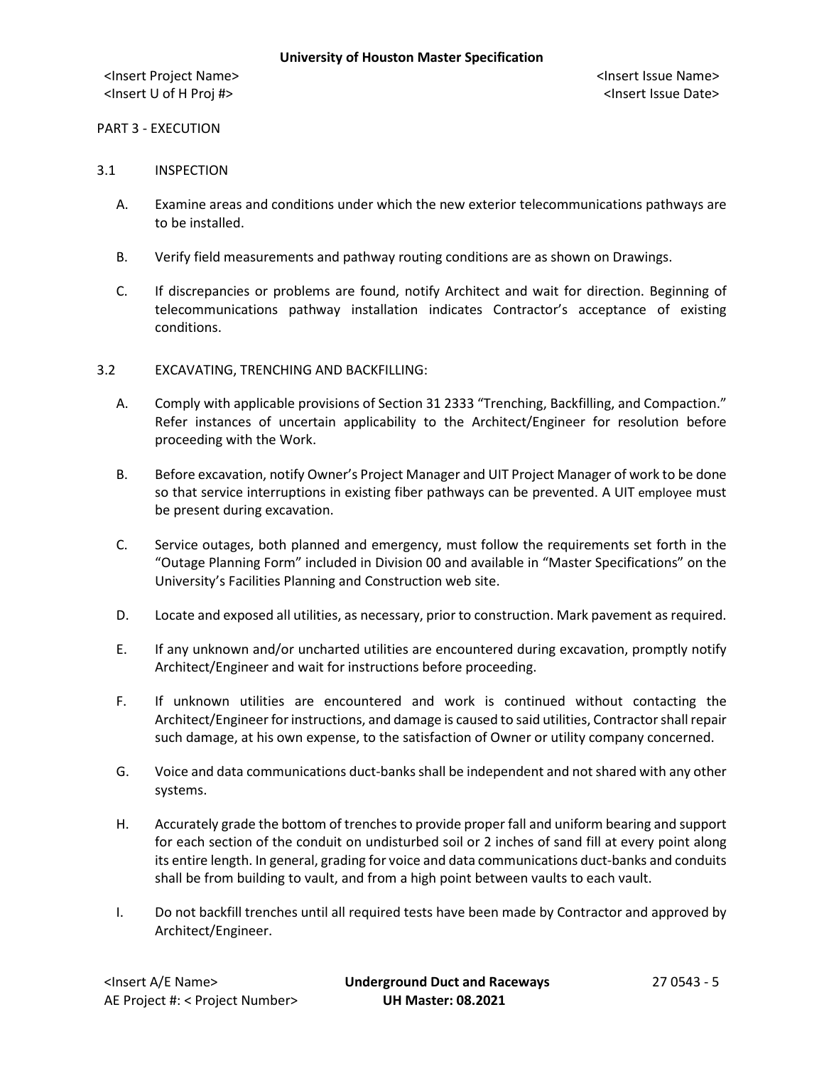PART 3 - EXECUTION

3.1 INSPECTION

A. Examine areas and conditions under which the new exterior telecommunications pathways are to be installed.

B. Verify field measurements and pathway routing conditions are as shown on Drawings.

C. If discrepancies or problems are found, notify Architect and wait for direction. Beginning of telecommunications pathway installation indicates Contractor's acceptance of existing conditions.

3.2 EXCAVATING, TRENCHING AND BACKFILLING:

A. Comply with applicable provisions of Section 31 2333 "Trenching, Backfilling, and Compaction." Refer instances of uncertain applicability to the Architect/Engineer for resolution before proceeding with the Work.

B. Before excavation, notify Owner's Project Manager and UIT Project Manager of work to be done so that service interruptions in existing fiber pathways can be prevented. A UIT employee must be present during excavation.

C. Service outages, both planned and emergency, must follow the requirements set forth in the "Outage Planning Form" included in Division 00 and available in "Master Specifications" on the University's Facilities Planning and Construction web site.

D. Locate and exposed all utilities, as necessary, prior to construction. Mark pavement as required.

E. If any unknown and/or uncharted utilities are encountered during excavation, promptly notify Architect/Engineer and wait for instructions before proceeding.

F. If unknown utilities are encountered and work is continued without contacting the Architect/Engineer for instructions, and damage is caused to said utilities, Contractor shall repair such damage, at his own expense, to the satisfaction of Owner or utility company concerned.

G. Voice and data communications duct-banks shall be independent and not shared with any other systems.

H. Accurately grade the bottom of trenches to provide proper fall and uniform bearing and support for each section of the conduit on undisturbed soil or 2 inches of sand fill at every point along its entire length. In general, grading for voice and data communications duct-banks and conduits shall be from building to vault, and from a high point between vaults to each vault.

I. Do not backfill trenches until all required tests have been made by Contractor and approved by Architect/Engineer.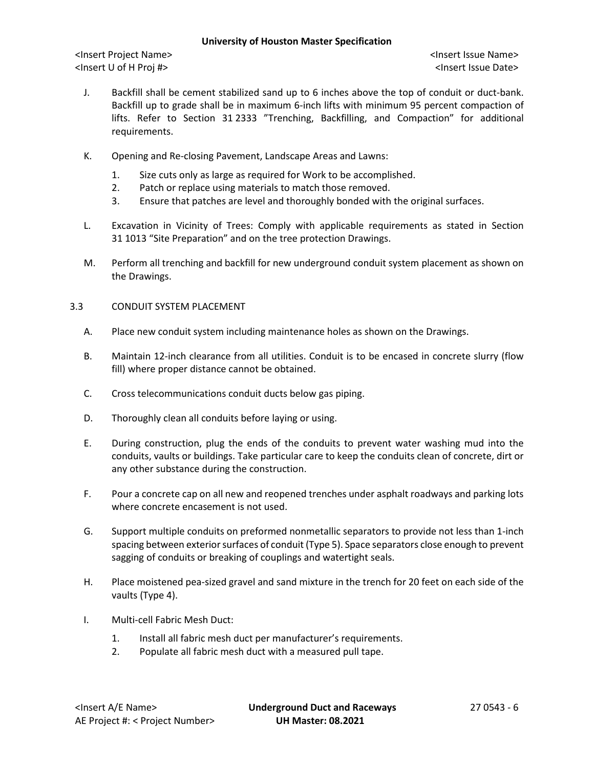J. Backfill shall be cement stabilized sand up to 6 inches above the top of conduit or duct-bank. Backfill up to grade shall be in maximum 6-inch lifts with minimum 95 percent compaction of lifts. Refer to Section 31 2333 "Trenching, Backfilling, and Compaction" for additional requirements.

K. Opening and Re-closing Pavement, Landscape Areas and Lawns:

1. Size cuts only as large as required for Work to be accomplished.
2. Patch or replace using materials to match those removed.
3. Ensure that patches are level and thoroughly bonded with the original surfaces.

L. Excavation in Vicinity of Trees: Comply with applicable requirements as stated in Section 31 1013 "Site Preparation" and on the tree protection Drawings.

M. Perform all trenching and backfill for new underground conduit system placement as shown on the Drawings.

## 3.3 CONDUIT SYSTEM PLACEMENT

A. Place new conduit system including maintenance holes as shown on the Drawings.

B. Maintain 12-inch clearance from all utilities. Conduit is to be encased in concrete slurry (flow fill) where proper distance cannot be obtained.

C. Cross telecommunications conduit ducts below gas piping.

D. Thoroughly clean all conduits before laying or using.

E. During construction, plug the ends of the conduits to prevent water washing mud into the conduits, vaults or buildings. Take particular care to keep the conduits clean of concrete, dirt or any other substance during the construction.

F. Pour a concrete cap on all new and reopened trenches under asphalt roadways and parking lots where concrete encasement is not used.

G. Support multiple conduits on preformed nonmetallic separators to provide not less than 1-inch spacing between exterior surfaces of conduit (Type 5). Space separators close enough to prevent sagging of conduits or breaking of couplings and watertight seals.

H. Place moistened pea-sized gravel and sand mixture in the trench for 20 feet on each side of the vaults (Type 4).

I. Multi-cell Fabric Mesh Duct:

1. Install all fabric mesh duct per manufacturer's requirements.
2. Populate all fabric mesh duct with a measured pull tape.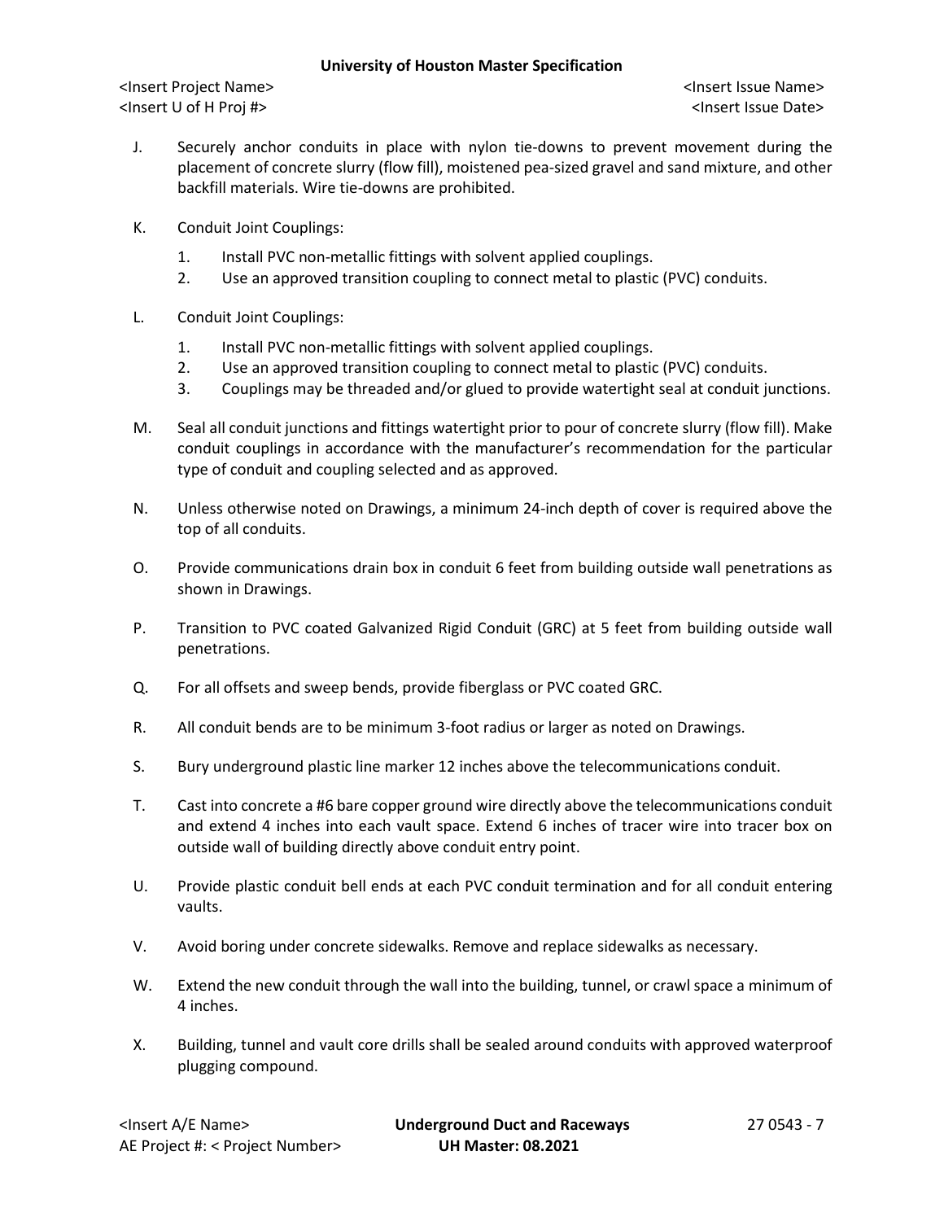J. Securely anchor conduits in place with nylon tie-downs to prevent movement during the placement of concrete slurry (flow fill), moistened pea-sized gravel and sand mixture, and other backfill materials. Wire tie-downs are prohibited.

K. Conduit Joint Couplings:

1. Install PVC non-metallic fittings with solvent applied couplings.
2. Use an approved transition coupling to connect metal to plastic (PVC) conduits.

L. Conduit Joint Couplings:

1. Install PVC non-metallic fittings with solvent applied couplings.
2. Use an approved transition coupling to connect metal to plastic (PVC) conduits.
3. Couplings may be threaded and/or glued to provide watertight seal at conduit junctions.

M. Seal all conduit junctions and fittings watertight prior to pour of concrete slurry (flow fill). Make conduit couplings in accordance with the manufacturer's recommendation for the particular type of conduit and coupling selected and as approved.

N. Unless otherwise noted on Drawings, a minimum 24-inch depth of cover is required above the top of all conduits.

O. Provide communications drain box in conduit 6 feet from building outside wall penetrations as shown in Drawings.

P. Transition to PVC coated Galvanized Rigid Conduit (GRC) at 5 feet from building outside wall penetrations.

Q. For all offsets and sweep bends, provide fiberglass or PVC coated GRC.

R. All conduit bends are to be minimum 3-foot radius or larger as noted on Drawings.

S. Bury underground plastic line marker 12 inches above the telecommunications conduit.

T. Cast into concrete a #6 bare copper ground wire directly above the telecommunications conduit and extend 4 inches into each vault space. Extend 6 inches of tracer wire into tracer box on outside wall of building directly above conduit entry point.

U. Provide plastic conduit bell ends at each PVC conduit termination and for all conduit entering vaults.

V. Avoid boring under concrete sidewalks. Remove and replace sidewalks as necessary.

W. Extend the new conduit through the wall into the building, tunnel, or crawl space a minimum of 4 inches.

X. Building, tunnel and vault core drills shall be sealed around conduits with approved waterproof plugging compound.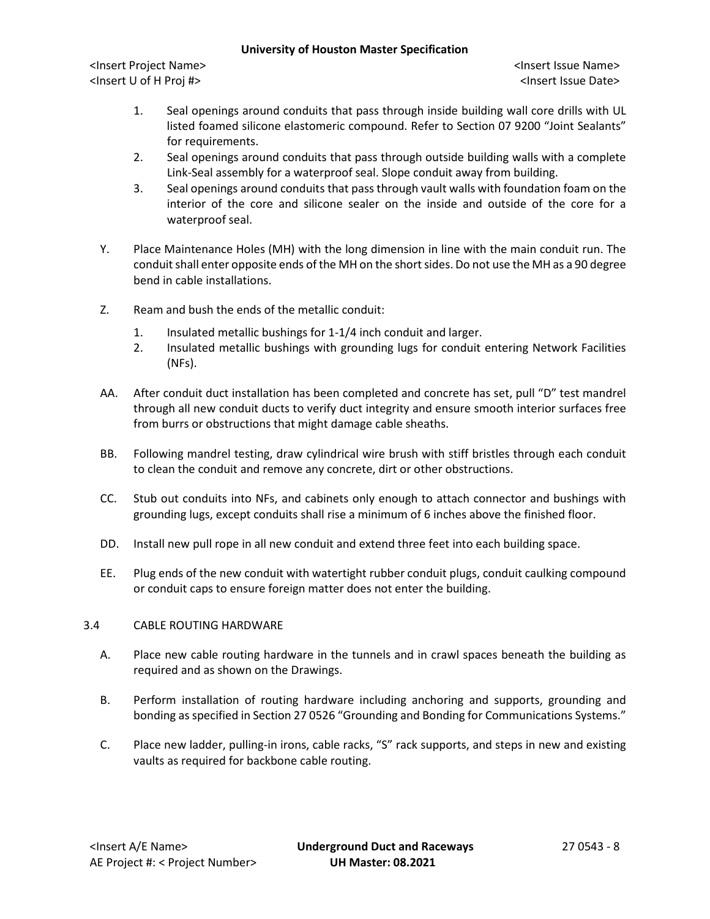1. Seal openings around conduits that pass through inside building wall core drills with UL listed foamed silicone elastomeric compound. Refer to Section 07 9200 "Joint Sealants" for requirements.
2. Seal openings around conduits that pass through outside building walls with a complete Link-Seal assembly for a waterproof seal. Slope conduit away from building.
3. Seal openings around conduits that pass through vault walls with foundation foam on the interior of the core and silicone sealer on the inside and outside of the core for a waterproof seal.

Y. Place Maintenance Holes (MH) with the long dimension in line with the main conduit run. The conduit shall enter opposite ends of the MH on the short sides. Do not use the MH as a 90 degree bend in cable installations.

Z. Ream and bush the ends of the metallic conduit:

1. Insulated metallic bushings for 1-1/4 inch conduit and larger.
2. Insulated metallic bushings with grounding lugs for conduit entering Network Facilities (NFs).

AA. After conduit duct installation has been completed and concrete has set, pull "D" test mandrel through all new conduit ducts to verify duct integrity and ensure smooth interior surfaces free from burrs or obstructions that might damage cable sheaths.

BB. Following mandrel testing, draw cylindrical wire brush with stiff bristles through each conduit to clean the conduit and remove any concrete, dirt or other obstructions.

CC. Stub out conduits into NFs, and cabinets only enough to attach connector and bushings with grounding lugs, except conduits shall rise a minimum of 6 inches above the finished floor.

DD. Install new pull rope in all new conduit and extend three feet into each building space.

EE. Plug ends of the new conduit with watertight rubber conduit plugs, conduit caulking compound or conduit caps to ensure foreign matter does not enter the building.

## 3.4 CABLE ROUTING HARDWARE

A. Place new cable routing hardware in the tunnels and in crawl spaces beneath the building as required and as shown on the Drawings.

B. Perform installation of routing hardware including anchoring and supports, grounding and bonding as specified in Section 27 0526 "Grounding and Bonding for Communications Systems."

C. Place new ladder, pulling-in irons, cable racks, "S" rack supports, and steps in new and existing vaults as required for backbone cable routing.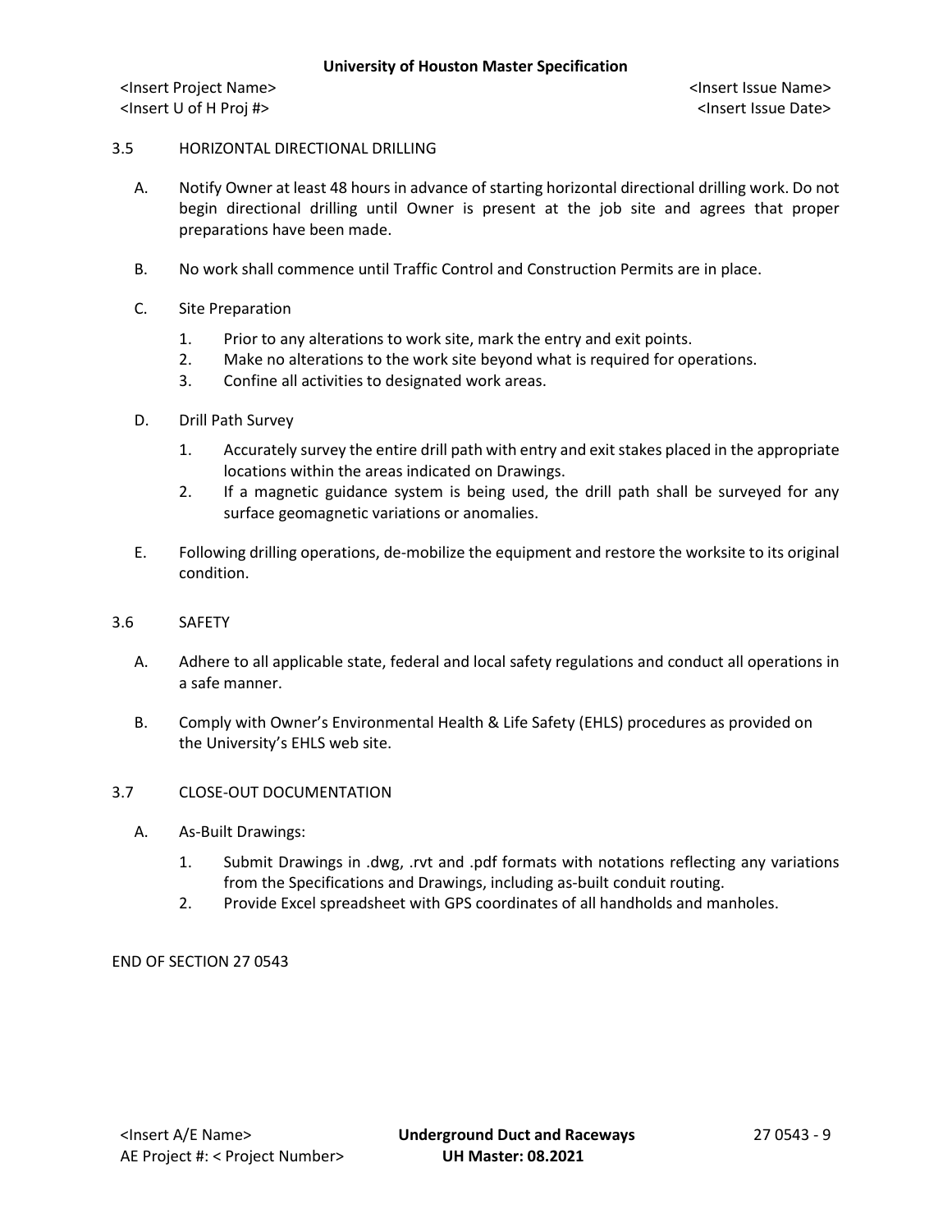## 3.5 HORIZONTAL DIRECTIONAL DRILLING

A. Notify Owner at least 48 hours in advance of starting horizontal directional drilling work. Do not begin directional drilling until Owner is present at the job site and agrees that proper preparations have been made.

B. No work shall commence until Traffic Control and Construction Permits are in place.

C. Site Preparation

1. Prior to any alterations to work site, mark the entry and exit points.
2. Make no alterations to the work site beyond what is required for operations.
3. Confine all activities to designated work areas.

D. Drill Path Survey

1. Accurately survey the entire drill path with entry and exit stakes placed in the appropriate locations within the areas indicated on Drawings.
2. If a magnetic guidance system is being used, the drill path shall be surveyed for any surface geomagnetic variations or anomalies.

E. Following drilling operations, de-mobilize the equipment and restore the worksite to its original condition.

## 3.6 SAFETY

A. Adhere to all applicable state, federal and local safety regulations and conduct all operations in a safe manner.

B. Comply with Owner's Environmental Health & Life Safety (EHLS) procedures as provided on the University's EHLS web site.

## 3.7 CLOSE-OUT DOCUMENTATION

A. As-Built Drawings:

1. Submit Drawings in .dwg, .rvt and .pdf formats with notations reflecting any variations from the Specifications and Drawings, including as-built conduit routing.
2. Provide Excel spreadsheet with GPS coordinates of all handholds and manholes.

END OF SECTION 27 0543